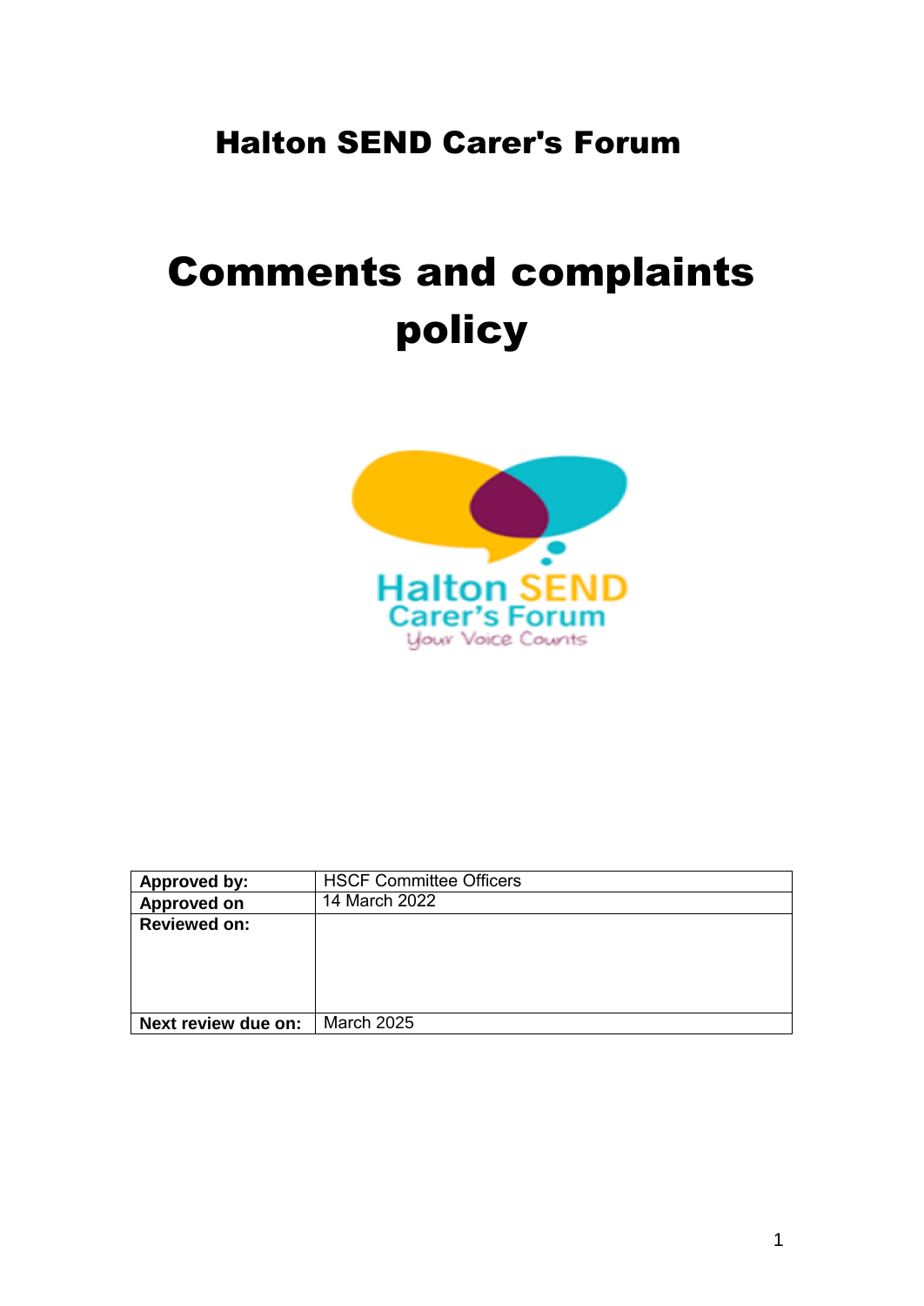Halton SEND Carer's Forum

# Comments and complaints policy

| Approved by: | HSCF Committee Officers |
|---|---|
| Approved on | 14 March 2022 |
| Reviewed on: | |
| Next review due on: | March 2025 |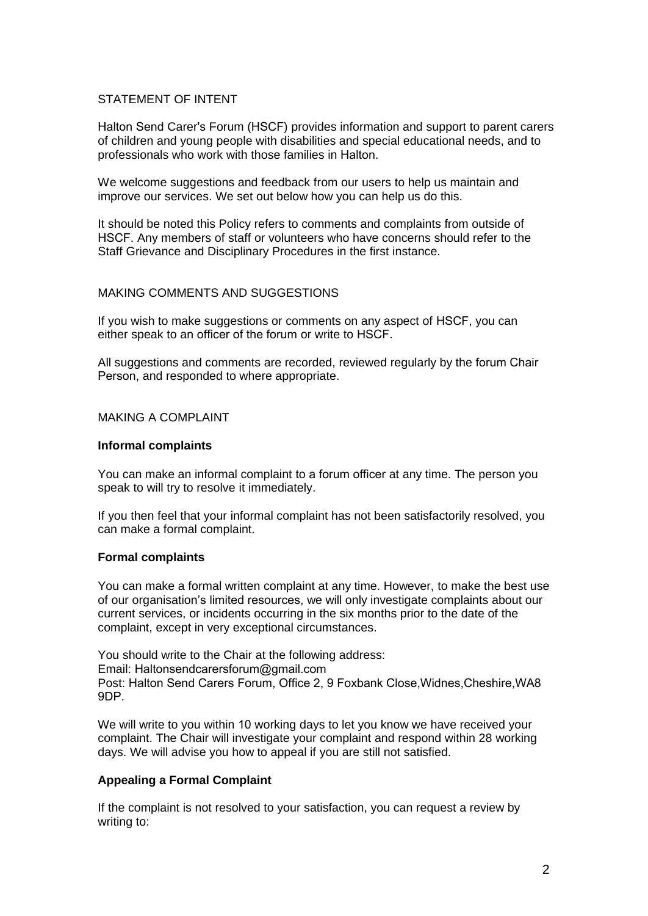## STATEMENT OF INTENT

Halton Send Carer's Forum (HSCF) provides information and support to parent carers of children and young people with disabilities and special educational needs, and to professionals who work with those families in Halton.

We welcome suggestions and feedback from our users to help us maintain and improve our services. We set out below how you can help us do this.

It should be noted this Policy refers to comments and complaints from outside of HSCF. Any members of staff or volunteers who have concerns should refer to the Staff Grievance and Disciplinary Procedures in the first instance.

## MAKING COMMENTS AND SUGGESTIONS

If you wish to make suggestions or comments on any aspect of HSCF, you can either speak to an officer of the forum or write to HSCF.

All suggestions and comments are recorded, reviewed regularly by the forum Chair Person, and responded to where appropriate.

## MAKING A COMPLAINT

### Informal complaints

You can make an informal complaint to a forum officer at any time. The person you speak to will try to resolve it immediately.

If you then feel that your informal complaint has not been satisfactorily resolved, you can make a formal complaint.

### Formal complaints

You can make a formal written complaint at any time. However, to make the best use of our organisation's limited resources, we will only investigate complaints about our current services, or incidents occurring in the six months prior to the date of the complaint, except in very exceptional circumstances.

You should write to the Chair at the following address:
Email: Haltonsendcarersforum@gmail.com
Post: Halton Send Carers Forum, Office 2, 9 Foxbank Close,Widnes,Cheshire,WA8 9DP.

We will write to you within 10 working days to let you know we have received your complaint. The Chair will investigate your complaint and respond within 28 working days. We will advise you how to appeal if you are still not satisfied.

### Appealing a Formal Complaint

If the complaint is not resolved to your satisfaction, you can request a review by writing to: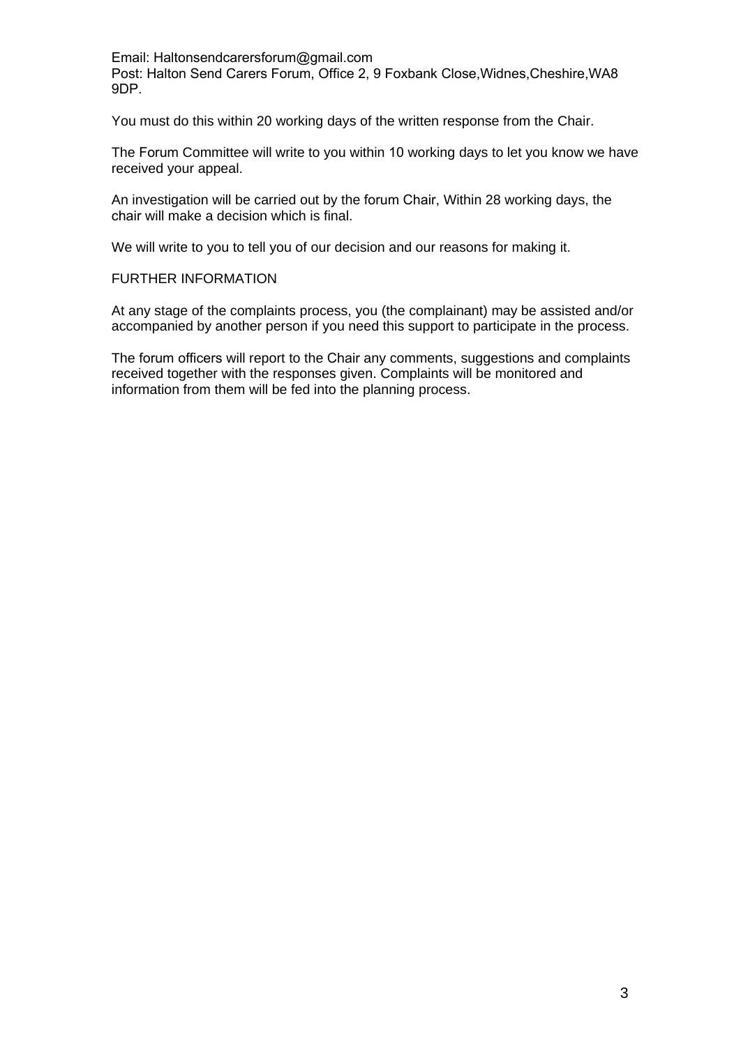Email: Haltonsendcarersforum@gmail.com
Post: Halton Send Carers Forum, Office 2, 9 Foxbank Close,Widnes,Cheshire,WA8 9DP.

You must do this within 20 working days of the written response from the Chair.

The Forum Committee will write to you within 10 working days to let you know we have received your appeal.

An investigation will be carried out by the forum Chair, Within 28 working days, the chair will make a decision which is final.

We will write to you to tell you of our decision and our reasons for making it.

## FURTHER INFORMATION

At any stage of the complaints process, you (the complainant) may be assisted and/or accompanied by another person if you need this support to participate in the process.

The forum officers will report to the Chair any comments, suggestions and complaints received together with the responses given. Complaints will be monitored and information from them will be fed into the planning process.